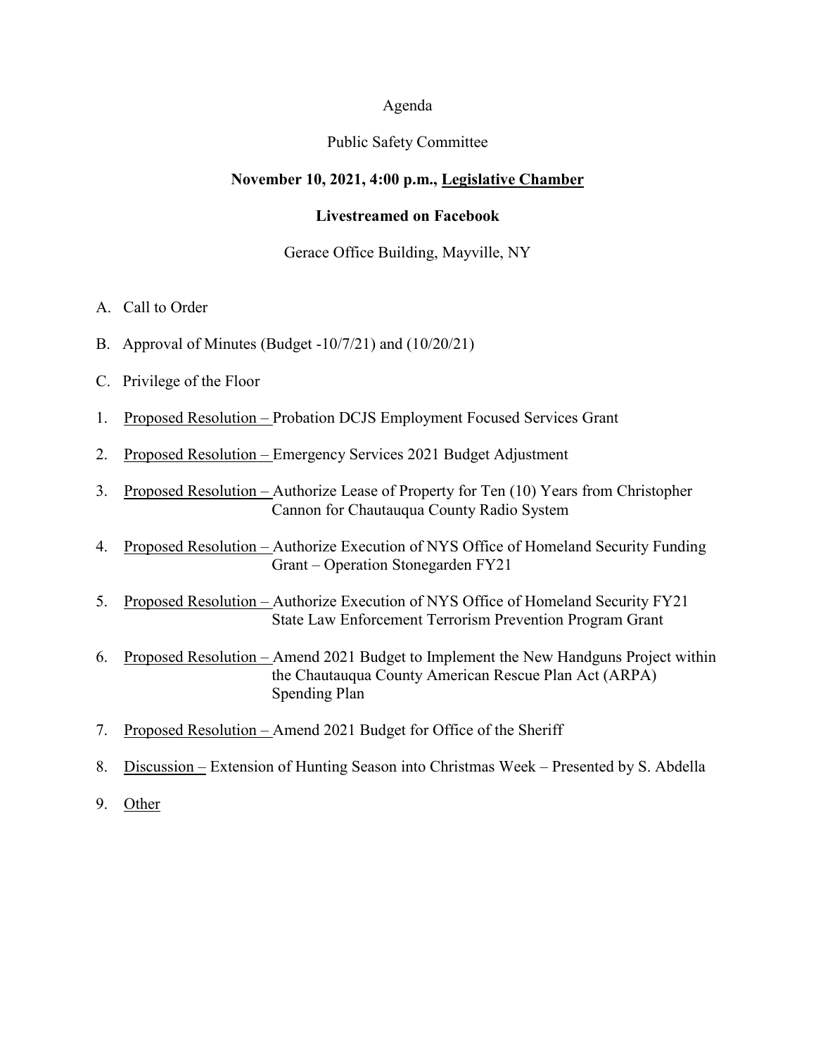Agenda

Public Safety Committee

**November 10, 2021, 4:00 p.m., Legislative Chamber**

**Livestreamed on Facebook**

Gerace Office Building, Mayville, NY

A. Call to Order

B. Approval of Minutes (Budget -10/7/21) and (10/20/21)

C. Privilege of the Floor

1. Proposed Resolution – Probation DCJS Employment Focused Services Grant
2. Proposed Resolution – Emergency Services 2021 Budget Adjustment
3. Proposed Resolution – Authorize Lease of Property for Ten (10) Years from Christopher Cannon for Chautauqua County Radio System
4. Proposed Resolution – Authorize Execution of NYS Office of Homeland Security Funding Grant – Operation Stonegarden FY21
5. Proposed Resolution – Authorize Execution of NYS Office of Homeland Security FY21 State Law Enforcement Terrorism Prevention Program Grant
6. Proposed Resolution – Amend 2021 Budget to Implement the New Handguns Project within the Chautauqua County American Rescue Plan Act (ARPA) Spending Plan
7. Proposed Resolution – Amend 2021 Budget for Office of the Sheriff
8. Discussion – Extension of Hunting Season into Christmas Week – Presented by S. Abdella
9. Other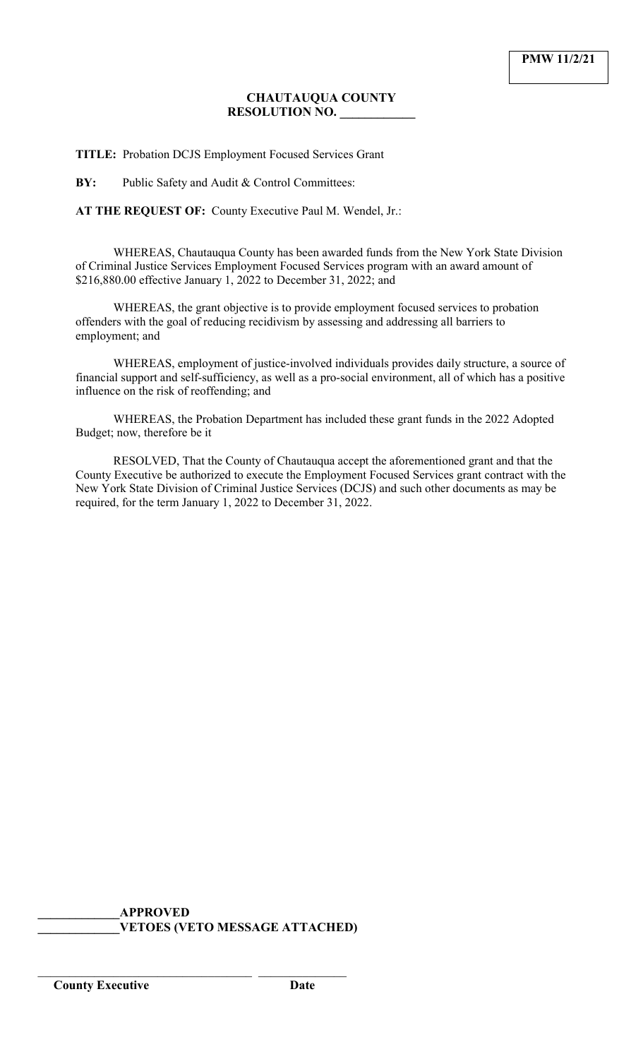**PMW 11/2/21**

**CHAUTAUQUA COUNTY**
**RESOLUTION NO. ____________**

**TITLE:** Probation DCJS Employment Focused Services Grant

**BY:** Public Safety and Audit & Control Committees:

**AT THE REQUEST OF:** County Executive Paul M. Wendel, Jr.:

WHEREAS, Chautauqua County has been awarded funds from the New York State Division of Criminal Justice Services Employment Focused Services program with an award amount of $216,880.00 effective January 1, 2022 to December 31, 2022; and

WHEREAS, the grant objective is to provide employment focused services to probation offenders with the goal of reducing recidivism by assessing and addressing all barriers to employment; and

WHEREAS, employment of justice-involved individuals provides daily structure, a source of financial support and self-sufficiency, as well as a pro-social environment, all of which has a positive influence on the risk of reoffending; and

WHEREAS, the Probation Department has included these grant funds in the 2022 Adopted Budget; now, therefore be it

RESOLVED, That the County of Chautauqua accept the aforementioned grant and that the County Executive be authorized to execute the Employment Focused Services grant contract with the New York State Division of Criminal Justice Services (DCJS) and such other documents as may be required, for the term January 1, 2022 to December 31, 2022.

_____________**APPROVED**
_____________**VETOES (VETO MESSAGE ATTACHED)**

___________________________________ _______________
**County Executive** **Date**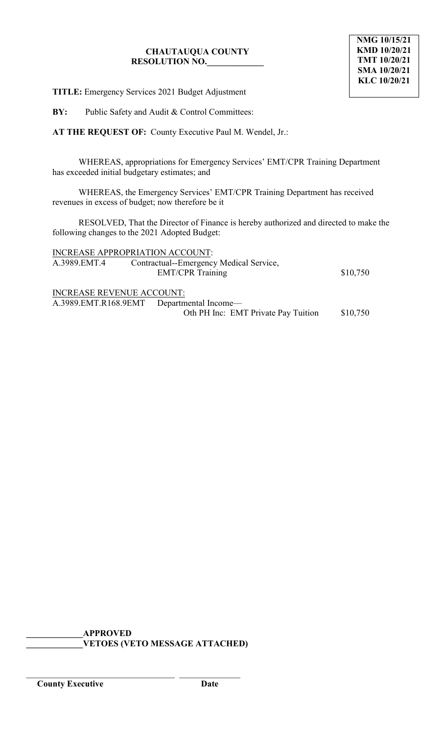**NMG 10/15/21**
**KMD 10/20/21**
**TMT 10/20/21**
**SMA 10/20/21**
**KLC 10/20/21**

**CHAUTAUQUA COUNTY**
**RESOLUTION NO.____________**

**TITLE:** Emergency Services 2021 Budget Adjustment

**BY:** Public Safety and Audit & Control Committees:

**AT THE REQUEST OF:** County Executive Paul M. Wendel, Jr.:

WHEREAS, appropriations for Emergency Services' EMT/CPR Training Department has exceeded initial budgetary estimates; and

WHEREAS, the Emergency Services' EMT/CPR Training Department has received revenues in excess of budget; now therefore be it

RESOLVED, That the Director of Finance is hereby authorized and directed to make the following changes to the 2021 Adopted Budget:

INCREASE APPROPRIATION ACCOUNT:

| | | |
|---|---|---|
| A.3989.EMT.4 | Contractual--Emergency Medical Service, EMT/CPR Training | $10,750 |

INCREASE REVENUE ACCOUNT:

| | | |
|---|---|---|
| A.3989.EMT.R168.9EMT | Departmental Income— Oth PH Inc: EMT Private Pay Tuition | $10,750 |

____________**APPROVED**
____________**VETOES (VETO MESSAGE ATTACHED)**

___________________________________ ______________
**County Executive** **Date**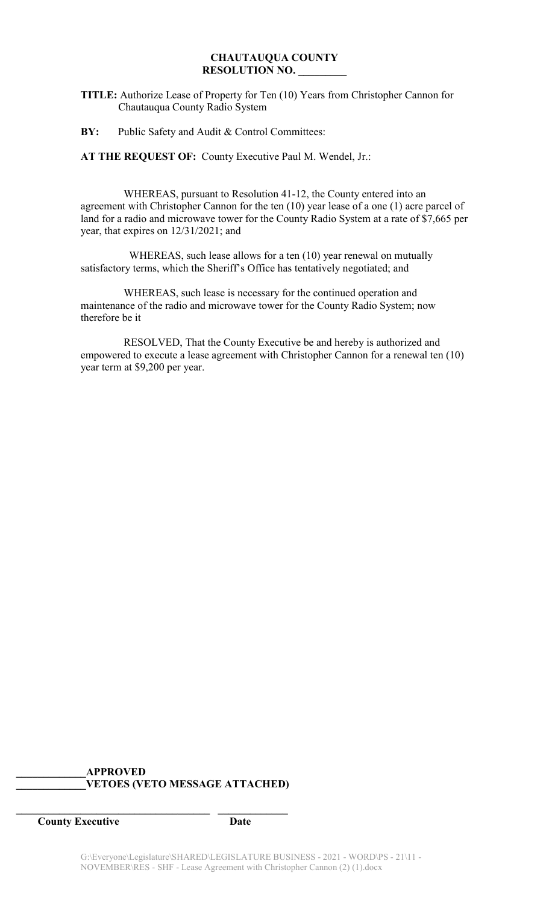**CHAUTAUQUA COUNTY**
**RESOLUTION NO. _________**

**TITLE:** Authorize Lease of Property for Ten (10) Years from Christopher Cannon for Chautauqua County Radio System

**BY:** Public Safety and Audit & Control Committees:

**AT THE REQUEST OF:** County Executive Paul M. Wendel, Jr.:

WHEREAS, pursuant to Resolution 41-12, the County entered into an agreement with Christopher Cannon for the ten (10) year lease of a one (1) acre parcel of land for a radio and microwave tower for the County Radio System at a rate of $7,665 per year, that expires on 12/31/2021; and

WHEREAS, such lease allows for a ten (10) year renewal on mutually satisfactory terms, which the Sheriff's Office has tentatively negotiated; and

WHEREAS, such lease is necessary for the continued operation and maintenance of the radio and microwave tower for the County Radio System; now therefore be it

RESOLVED, That the County Executive be and hereby is authorized and empowered to execute a lease agreement with Christopher Cannon for a renewal ten (10) year term at $9,200 per year.

_____________**APPROVED**
_____________**VETOES (VETO MESSAGE ATTACHED)**

_____________________________________ _____________
**County Executive** **Date**

G:\Everyone\Legislature\SHARED\LEGISLATURE BUSINESS - 2021 - WORD\PS - 21\11 - NOVEMBER\RES - SHF - Lease Agreement with Christopher Cannon (2) (1).docx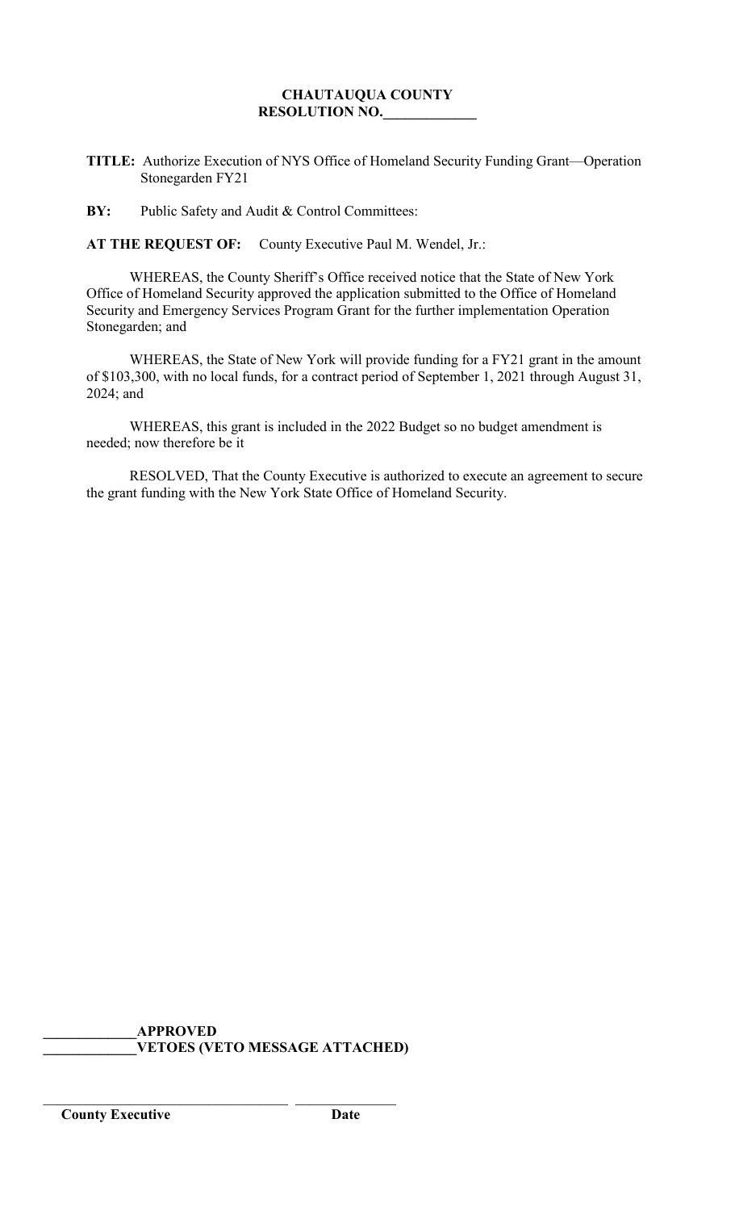**CHAUTAUQUA COUNTY**
**RESOLUTION NO.\_\_\_\_\_\_\_\_\_\_\_\_\_**

**TITLE:** Authorize Execution of NYS Office of Homeland Security Funding Grant—Operation Stonegarden FY21

**BY:** Public Safety and Audit & Control Committees:

**AT THE REQUEST OF:** County Executive Paul M. Wendel, Jr.:

WHEREAS, the County Sheriff's Office received notice that the State of New York Office of Homeland Security approved the application submitted to the Office of Homeland Security and Emergency Services Program Grant for the further implementation Operation Stonegarden; and

WHEREAS, the State of New York will provide funding for a FY21 grant in the amount of $103,300, with no local funds, for a contract period of September 1, 2021 through August 31, 2024; and

WHEREAS, this grant is included in the 2022 Budget so no budget amendment is needed; now therefore be it

RESOLVED, That the County Executive is authorized to execute an agreement to secure the grant funding with the New York State Office of Homeland Security.

\_\_\_\_\_\_\_\_\_\_\_\_\_**APPROVED**
\_\_\_\_\_\_\_\_\_\_\_\_\_**VETOES (VETO MESSAGE ATTACHED)**

\_\_\_\_\_\_\_\_\_\_\_\_\_\_\_\_\_\_\_\_\_\_\_\_\_\_\_\_\_\_\_\_\_\_\_ \_\_\_\_\_\_\_\_\_\_\_\_\_\_\_
**County Executive** **Date**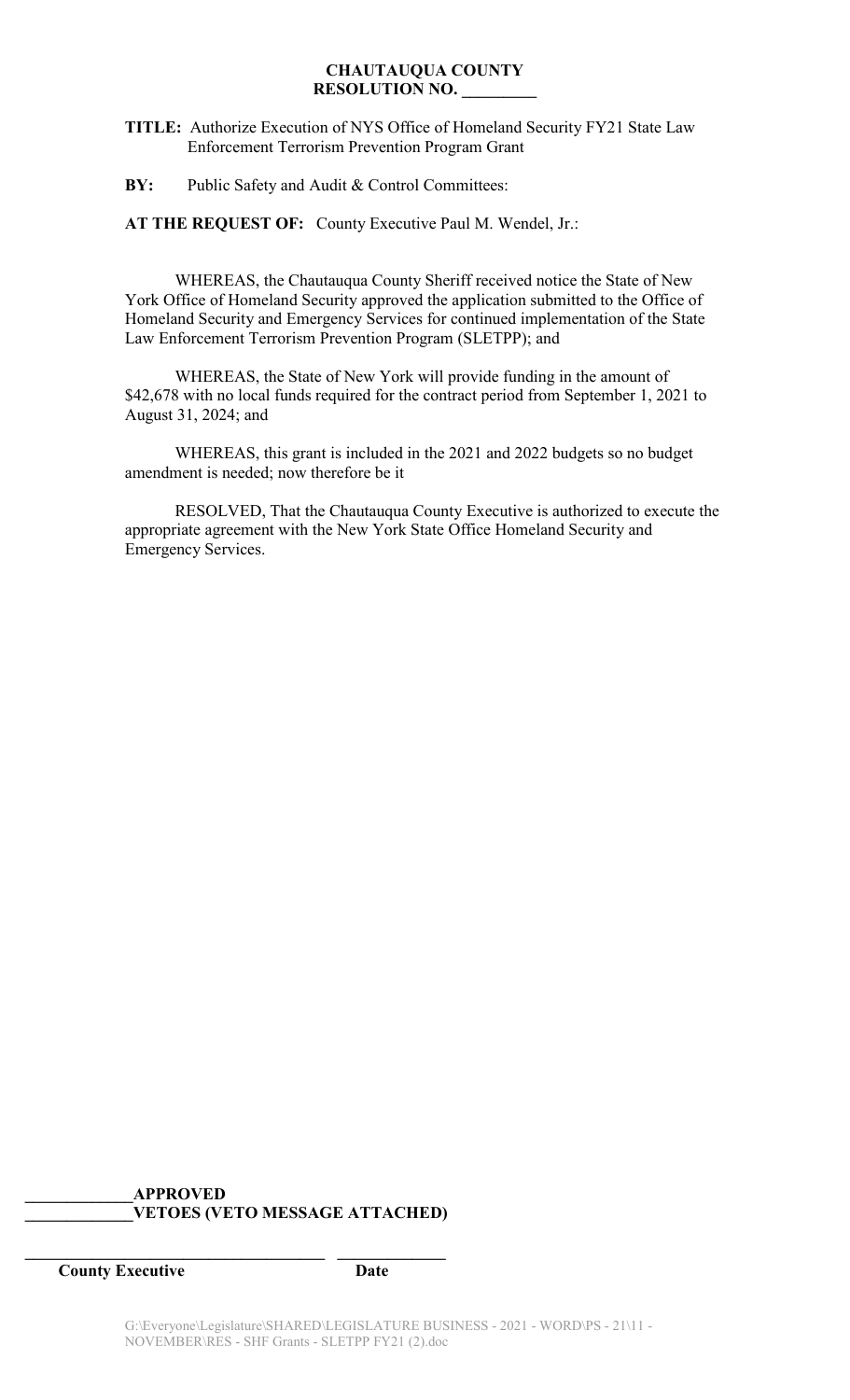**CHAUTAUQUA COUNTY**
**RESOLUTION NO. _________**

**TITLE:** Authorize Execution of NYS Office of Homeland Security FY21 State Law Enforcement Terrorism Prevention Program Grant

**BY:** Public Safety and Audit & Control Committees:

**AT THE REQUEST OF:** County Executive Paul M. Wendel, Jr.:

WHEREAS, the Chautauqua County Sheriff received notice the State of New York Office of Homeland Security approved the application submitted to the Office of Homeland Security and Emergency Services for continued implementation of the State Law Enforcement Terrorism Prevention Program (SLETPP); and

WHEREAS, the State of New York will provide funding in the amount of $42,678 with no local funds required for the contract period from September 1, 2021 to August 31, 2024; and

WHEREAS, this grant is included in the 2021 and 2022 budgets so no budget amendment is needed; now therefore be it

RESOLVED, That the Chautauqua County Executive is authorized to execute the appropriate agreement with the New York State Office Homeland Security and Emergency Services.

**_____________APPROVED**
**_____________VETOES (VETO MESSAGE ATTACHED)**

**_____________________________________ ______________**
**County Executive Date**

G:\Everyone\Legislature\SHARED\LEGISLATURE BUSINESS - 2021 - WORD\PS - 21\11 - NOVEMBER\RES - SHF Grants - SLETPP FY21 (2).doc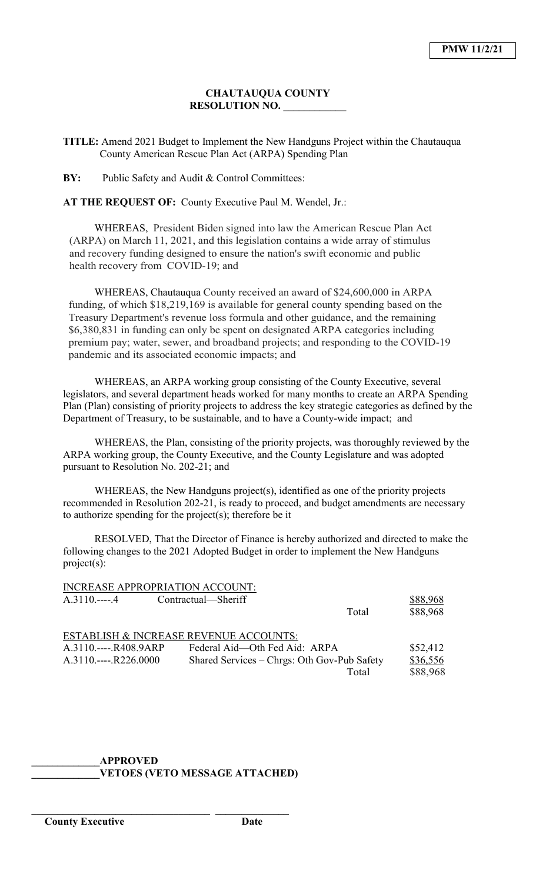**PMW 11/2/21**

**CHAUTAUQUA COUNTY**
**RESOLUTION NO. ____________**

**TITLE:** Amend 2021 Budget to Implement the New Handguns Project within the Chautauqua County American Rescue Plan Act (ARPA) Spending Plan

**BY:** Public Safety and Audit & Control Committees:

**AT THE REQUEST OF:** County Executive Paul M. Wendel, Jr.:

WHEREAS, President Biden signed into law the American Rescue Plan Act (ARPA) on March 11, 2021, and this legislation contains a wide array of stimulus and recovery funding designed to ensure the nation's swift economic and public health recovery from COVID-19; and

WHEREAS, Chautauqua County received an award of $24,600,000 in ARPA funding, of which $18,219,169 is available for general county spending based on the Treasury Department's revenue loss formula and other guidance, and the remaining $6,380,831 in funding can only be spent on designated ARPA categories including premium pay; water, sewer, and broadband projects; and responding to the COVID-19 pandemic and its associated economic impacts; and

WHEREAS, an ARPA working group consisting of the County Executive, several legislators, and several department heads worked for many months to create an ARPA Spending Plan (Plan) consisting of priority projects to address the key strategic categories as defined by the Department of Treasury, to be sustainable, and to have a County-wide impact; and

WHEREAS, the Plan, consisting of the priority projects, was thoroughly reviewed by the ARPA working group, the County Executive, and the County Legislature and was adopted pursuant to Resolution No. 202-21; and

WHEREAS, the New Handguns project(s), identified as one of the priority projects recommended in Resolution 202-21, is ready to proceed, and budget amendments are necessary to authorize spending for the project(s); therefore be it

RESOLVED, That the Director of Finance is hereby authorized and directed to make the following changes to the 2021 Adopted Budget in order to implement the New Handguns project(s):

INCREASE APPROPRIATION ACCOUNT:

| | | |
|---|---|---|
| A.3110.----.4 | Contractual—Sheriff | $88,968 |
| | Total | $88,968 |

ESTABLISH & INCREASE REVENUE ACCOUNTS:

| | | |
|---|---|---|
| A.3110.----.R408.9ARP | Federal Aid—Oth Fed Aid: ARPA | $52,412 |
| A.3110.----.R226.0000 | Shared Services – Chrgs: Oth Gov-Pub Safety | $36,556 |
| | Total | $88,968 |

_____________**APPROVED**
_____________**VETOES (VETO MESSAGE ATTACHED)**

___________________________________ _______________
**County Executive** **Date**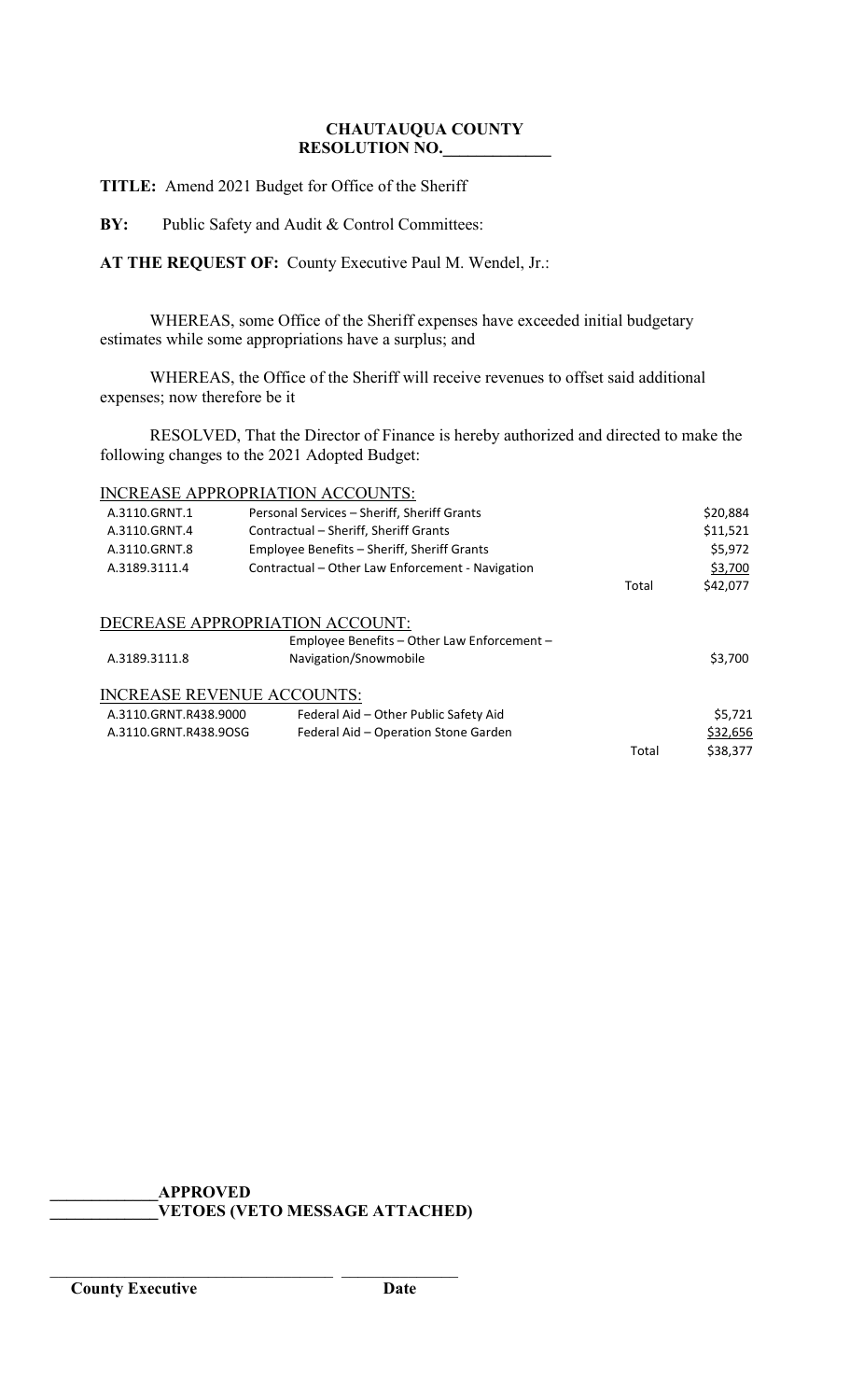**CHAUTAUQUA COUNTY**
**RESOLUTION NO.\_\_\_\_\_\_\_\_\_\_\_\_\_**

**TITLE:** Amend 2021 Budget for Office of the Sheriff

**BY:** Public Safety and Audit & Control Committees:

**AT THE REQUEST OF:** County Executive Paul M. Wendel, Jr.:

WHEREAS, some Office of the Sheriff expenses have exceeded initial budgetary estimates while some appropriations have a surplus; and

WHEREAS, the Office of the Sheriff will receive revenues to offset said additional expenses; now therefore be it

RESOLVED, That the Director of Finance is hereby authorized and directed to make the following changes to the 2021 Adopted Budget:

INCREASE APPROPRIATION ACCOUNTS:

| | | | |
|---|---|---|---|
| A.3110.GRNT.1 | Personal Services – Sheriff, Sheriff Grants | | $20,884 |
| A.3110.GRNT.4 | Contractual – Sheriff, Sheriff Grants | | $11,521 |
| A.3110.GRNT.8 | Employee Benefits – Sheriff, Sheriff Grants | | $5,972 |
| A.3189.3111.4 | Contractual – Other Law Enforcement - Navigation | | $3,700 |
| | | Total | $42,077 |

DECREASE APPROPRIATION ACCOUNT:

| | | |
|---|---|---|
| A.3189.3111.8 | Employee Benefits – Other Law Enforcement – Navigation/Snowmobile | $3,700 |

INCREASE REVENUE ACCOUNTS:

| | | | |
|---|---|---|---|
| A.3110.GRNT.R438.9000 | Federal Aid – Other Public Safety Aid | | $5,721 |
| A.3110.GRNT.R438.9OSG | Federal Aid – Operation Stone Garden | | $32,656 |
| | | Total | $38,377 |

\_\_\_\_\_\_\_\_\_\_\_\_\_**APPROVED**
\_\_\_\_\_\_\_\_\_\_\_\_\_**VETOES (VETO MESSAGE ATTACHED)**

\_\_\_\_\_\_\_\_\_\_\_\_\_\_\_\_\_\_\_\_\_\_\_\_\_\_\_\_\_\_\_\_\_\_\_ \_\_\_\_\_\_\_\_\_\_\_\_\_\_\_
**County Executive** **Date**